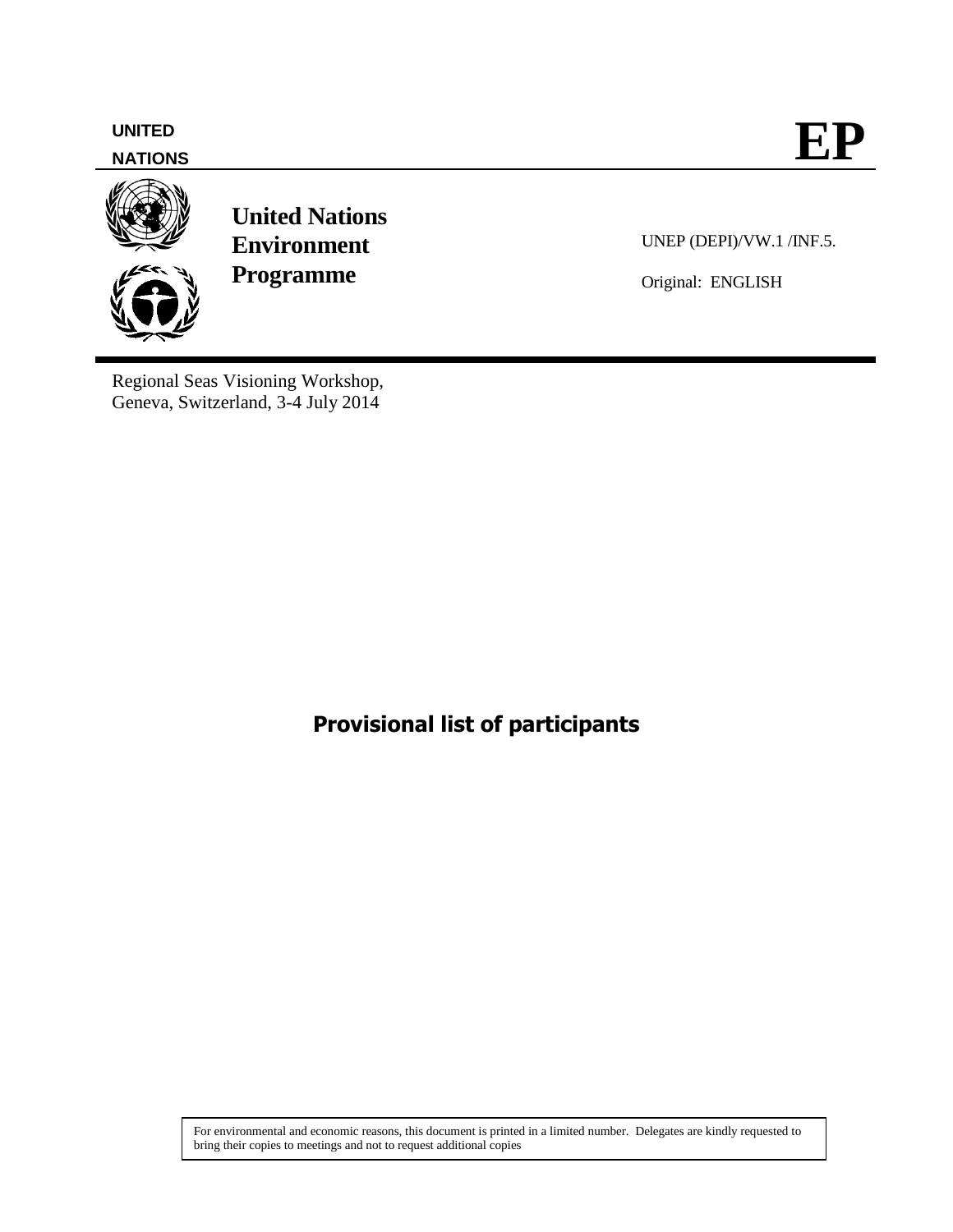UNITED
NATIONS

**EP**

**United Nations Environment Programme**

UNEP (DEPI)/VW.1 /INF.5.

Original: ENGLISH

Regional Seas Visioning Workshop,
Geneva, Switzerland, 3-4 July 2014

# Provisional list of participants

For environmental and economic reasons, this document is printed in a limited number. Delegates are kindly requested to bring their copies to meetings and not to request additional copies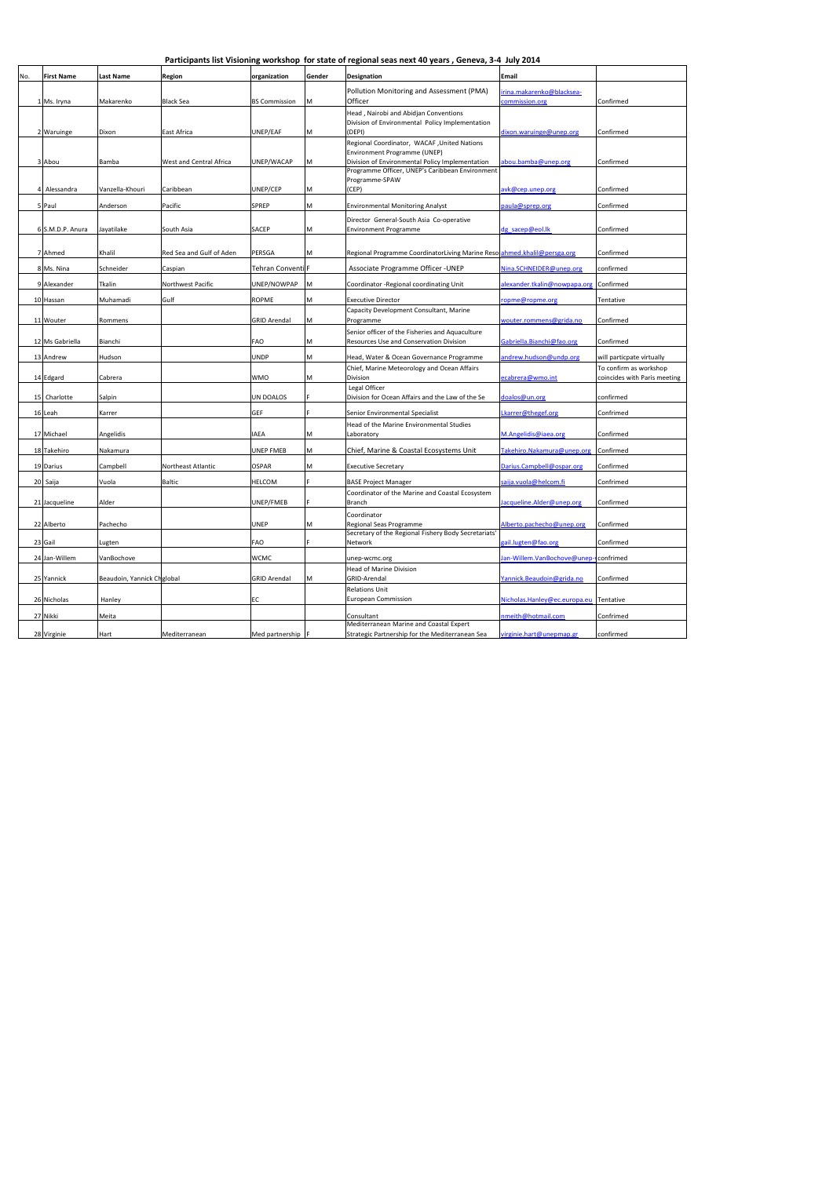**Participants list Visioning workshop for state of regional seas next 40 years , Geneva, 3-4 July 2014**

| No. | First Name | Last Name | Region | organization | Gender | Designation | Email | |
|---|---|---|---|---|---|---|---|---|
| 1 | Ms. Iryna | Makarenko | Black Sea | BS Commission | M | Pollution Monitoring and Assessment (PMA) Officer | irina.makarenko@blacksea-commission.org | Confirmed |
| 2 | Waruinge | Dixon | East Africa | UNEP/EAF | M | Head , Nairobi and Abidjan Conventions Division of Environmental Policy Implementation (DEPI) | dixon.waruinge@unep.org | Confirmed |
| 3 | Abou | Bamba | West and Central Africa | UNEP/WACAP | M | Regional Coordinator, WACAF ,United Nations Environment Programme (UNEP) Division of Environmental Policy Implementation | abou.bamba@unep.org | Confirmed |
| 4 | Alessandra | Vanzella-Khouri | Caribbean | UNEP/CEP | M | Programme Officer, UNEP's Caribbean Environment Programme-SPAW (CEP) | avk@cep.unep.org | Confirmed |
| 5 | Paul | Anderson | Pacific | SPREP | M | Environmental Monitoring Analyst | paula@sprep.org | Confirmed |
| 6 | S.M.D.P. Anura | Jayatilake | South Asia | SACEP | M | Director General-South Asia Co-operative Environment Programme | dg_sacep@eol.lk | Confirmed |
| 7 | Ahmed | Khalil | Red Sea and Gulf of Aden | PERSGA | M | Regional Programme CoordinatorLiving Marine Reso | ahmed.khalil@persga.org | Confirmed |
| 8 | Ms. Nina | Schneider | Caspian | Tehran Conventi | F | Associate Programme Officer -UNEP | Nina.SCHNEIDER@unep.org | confirmed |
| 9 | Alexander | Tkalin | Northwest Pacific | UNEP/NOWPAP | M | Coordinator -Regional coordinating Unit | alexander.tkalin@nowpapa.org | Confirmed |
| 10 | Hassan | Muhamadi | Gulf | ROPME | M | Executive Director | ropme@ropme.org | Tentative |
| 11 | Wouter | Rommens | | GRID Arendal | M | Capacity Development Consultant, Marine Programme | wouter.rommens@grida.no | Confirmed |
| 12 | Ms Gabriella | Bianchi | | FAO | M | Senior officer of the Fisheries and Aquaculture Resources Use and Conservation Division | Gabriella.Bianchi@fao.org | Confirmed |
| 13 | Andrew | Hudson | | UNDP | M | Head, Water & Ocean Governance Programme | andrew.hudson@undp.org | will particpate virtually |
| 14 | Edgard | Cabrera | | WMO | M | Chief, Marine Meteorology and Ocean Affairs Division | ecabrera@wmo.int | To confirm as workshop coincides with Paris meeting |
| 15 | Charlotte | Salpin | | UN DOALOS | F | Legal Officer Division for Ocean Affairs and the Law of the Se | doalos@un.org | confirmed |
| 16 | Leah | Karrer | | GEF | F | Senior Environmental Specialist | Lkarrer@thegef.org | Confirmed |
| 17 | Michael | Angelidis | | IAEA | M | Head of the Marine Environmental Studies Laboratory | M.Angelidis@iaea.org | Confirmed |
| 18 | Takehiro | Nakamura | | UNEP FMEB | M | Chief, Marine & Coastal Ecosystems Unit | Takehiro.Nakamura@unep.org | Confirmed |
| 19 | Darius | Campbell | Northeast Atlantic | OSPAR | M | Executive Secretary | Darius.Campbell@ospar.org | Confirmed |
| 20 | Saija | Vuola | Baltic | HELCOM | F | BASE Project Manager | saija.vuola@helcom.fi | Confirmed |
| 21 | Jacqueline | Alder | | UNEP/FMEB | F | Coordinator of the Marine and Coastal Ecosystem Branch | Jacqueline.Alder@unep.org | Confirmed |
| 22 | Alberto | Pachecho | | UNEP | M | Coordinator Regional Seas Programme | Alberto.pachecho@unep.org | Confirmed |
| 23 | Gail | Lugten | | FAO | F | Secretary of the Regional Fishery Body Secretariats' Network | gail.lugten@fao.org | Confirmed |
| 24 | Jan-Willem | VanBochove | | WCMC | | unep-wcmc.org | Jan-Willem.VanBochove@unep- | confirmed |
| 25 | Yannick | Beaudoin, Yannick Ch | global | GRID Arendal | M | Head of Marine Division GRID-Arendal | Yannick.Beaudoin@grida.no | Confirmed |
| 26 | Nicholas | Hanley | | EC | | Relations Unit European Commission | Nicholas.Hanley@ec.europa.eu | Tentative |
| 27 | Nikki | Meita | | | | Consultant | nmeith@hotmail.com | Confirmed |
| 28 | Virginie | Hart | Mediterranean | Med partnership | F | Mediterranean Marine and Coastal Expert Strategic Partnership for the Mediterranean Sea | virginie.hart@unepmap.gr | confirmed |